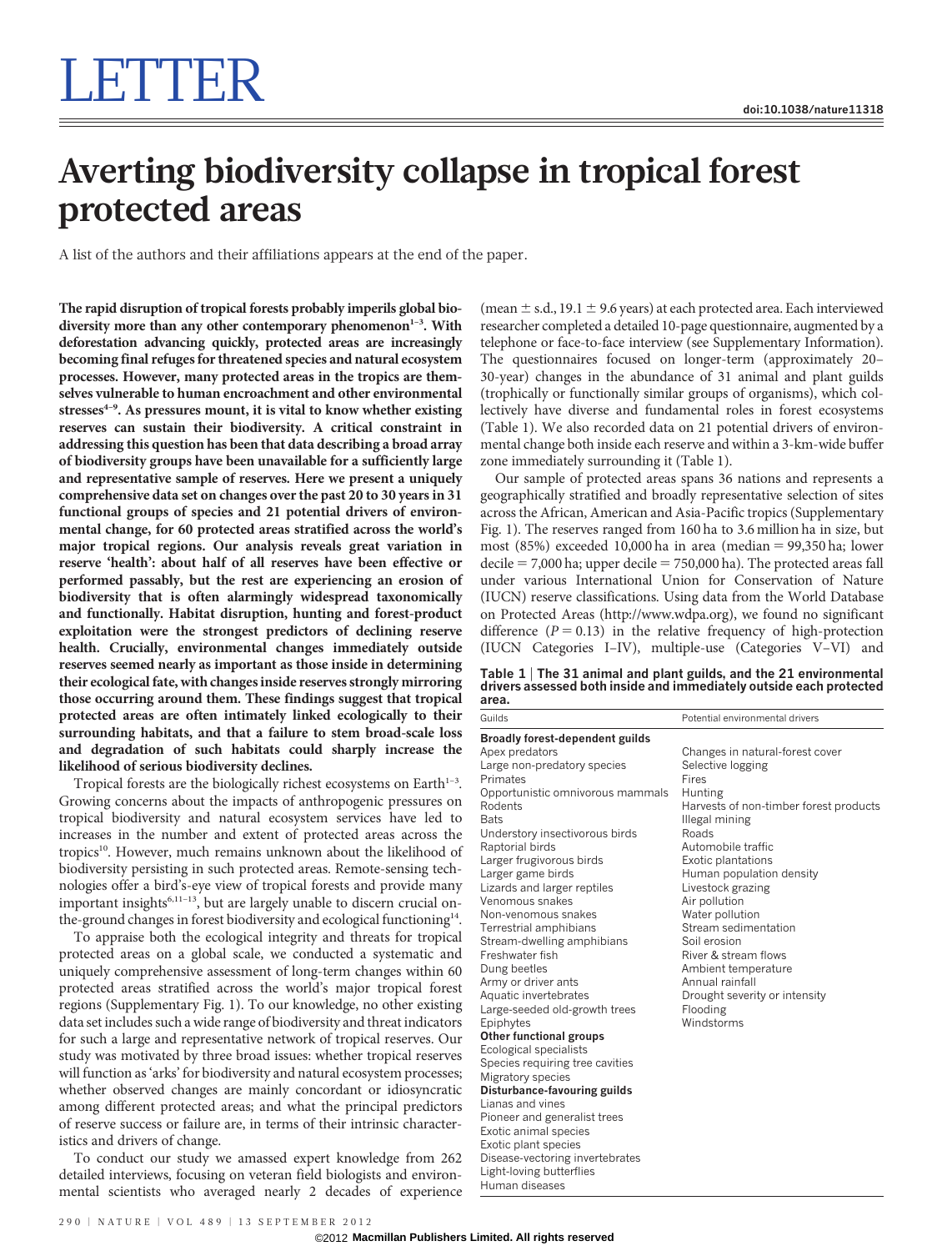# LETTER

doi:10.1038/nature11318

# Averting biodiversity collapse in tropical forest protected areas

A list of the authors and their affiliations appears at the end of the paper.

**The rapid disruption of tropical forests probably imperils global biodiversity more than any other contemporary phenomenon[1–3]. With deforestation advancing quickly, protected areas are increasingly becoming final refuges for threatened species and natural ecosystem processes. However, many protected areas in the tropics are themselves vulnerable to human encroachment and other environmental stresses[4–9]. As pressures mount, it is vital to know whether existing reserves can sustain their biodiversity. A critical constraint in addressing this question has been that data describing a broad array of biodiversity groups have been unavailable for a sufficiently large and representative sample of reserves. Here we present a uniquely comprehensive data set on changes over the past 20 to 30 years in 31 functional groups of species and 21 potential drivers of environmental change, for 60 protected areas stratified across the world's major tropical regions. Our analysis reveals great variation in reserve 'health': about half of all reserves have been effective or performed passably, but the rest are experiencing an erosion of biodiversity that is often alarmingly widespread taxonomically and functionally. Habitat disruption, hunting and forest-product exploitation were the strongest predictors of declining reserve health. Crucially, environmental changes immediately outside reserves seemed nearly as important as those inside in determining their ecological fate, with changes inside reserves strongly mirroring those occurring around them. These findings suggest that tropical protected areas are often intimately linked ecologically to their surrounding habitats, and that a failure to stem broad-scale loss and degradation of such habitats could sharply increase the likelihood of serious biodiversity declines.**

Tropical forests are the biologically richest ecosystems on Earth[1–3]. Growing concerns about the impacts of anthropogenic pressures on tropical biodiversity and natural ecosystem services have led to increases in the number and extent of protected areas across the tropics[10]. However, much remains unknown about the likelihood of biodiversity persisting in such protected areas. Remote-sensing technologies offer a bird's-eye view of tropical forests and provide many important insights[6,11–13], but are largely unable to discern crucial on-the-ground changes in forest biodiversity and ecological functioning[14].

To appraise both the ecological integrity and threats for tropical protected areas on a global scale, we conducted a systematic and uniquely comprehensive assessment of long-term changes within 60 protected areas stratified across the world's major tropical forest regions (Supplementary Fig. 1). To our knowledge, no other existing data set includes such a wide range of biodiversity and threat indicators for such a large and representative network of tropical reserves. Our study was motivated by three broad issues: whether tropical reserves will function as 'arks' for biodiversity and natural ecosystem processes; whether observed changes are mainly concordant or idiosyncratic among different protected areas; and what the principal predictors of reserve success or failure are, in terms of their intrinsic characteristics and drivers of change.

To conduct our study we amassed expert knowledge from 262 detailed interviews, focusing on veteran field biologists and environmental scientists who averaged nearly 2 decades of experience (mean ± s.d., 19.1 ± 9.6 years) at each protected area. Each interviewed researcher completed a detailed 10-page questionnaire, augmented by a telephone or face-to-face interview (see Supplementary Information). The questionnaires focused on longer-term (approximately 20–30-year) changes in the abundance of 31 animal and plant guilds (trophically or functionally similar groups of organisms), which collectively have diverse and fundamental roles in forest ecosystems (Table 1). We also recorded data on 21 potential drivers of environmental change both inside each reserve and within a 3-km-wide buffer zone immediately surrounding it (Table 1).

Our sample of protected areas spans 36 nations and represents a geographically stratified and broadly representative selection of sites across the African, American and Asia-Pacific tropics (Supplementary Fig. 1). The reserves ranged from 160 ha to 3.6 million ha in size, but most (85%) exceeded 10,000 ha in area (median = 99,350 ha; lower decile = 7,000 ha; upper decile = 750,000 ha). The protected areas fall under various International Union for Conservation of Nature (IUCN) reserve classifications. Using data from the World Database on Protected Areas (http://www.wdpa.org), we found no significant difference ($P = 0.13$) in the relative frequency of high-protection (IUCN Categories I–IV), multiple-use (Categories V–VI) and

**Table 1 | The 31 animal and plant guilds, and the 21 environmental drivers assessed both inside and immediately outside each protected area.**

| Guilds | Potential environmental drivers |
|---|---|
| **Broadly forest-dependent guilds** | |
| Apex predators | Changes in natural-forest cover |
| Large non-predatory species | Selective logging |
| Primates | Fires |
| Opportunistic omnivorous mammals | Hunting |
| Rodents | Harvests of non-timber forest products |
| Bats | Illegal mining |
| Understory insectivorous birds | Roads |
| Raptorial birds | Automobile traffic |
| Larger frugivorous birds | Exotic plantations |
| Larger game birds | Human population density |
| Lizards and larger reptiles | Livestock grazing |
| Venomous snakes | Air pollution |
| Non-venomous snakes | Water pollution |
| Terrestrial amphibians | Stream sedimentation |
| Stream-dwelling amphibians | Soil erosion |
| Freshwater fish | River & stream flows |
| Dung beetles | Ambient temperature |
| Army or driver ants | Annual rainfall |
| Aquatic invertebrates | Drought severity or intensity |
| Large-seeded old-growth trees | Flooding |
| Epiphytes | Windstorms |
| **Other functional groups** | |
| Ecological specialists | |
| Species requiring tree cavities | |
| Migratory species | |
| **Disturbance-favouring guilds** | |
| Lianas and vines | |
| Pioneer and generalist trees | |
| Exotic animal species | |
| Exotic plant species | |
| Disease-vectoring invertebrates | |
| Light-loving butterflies | |
| Human diseases | |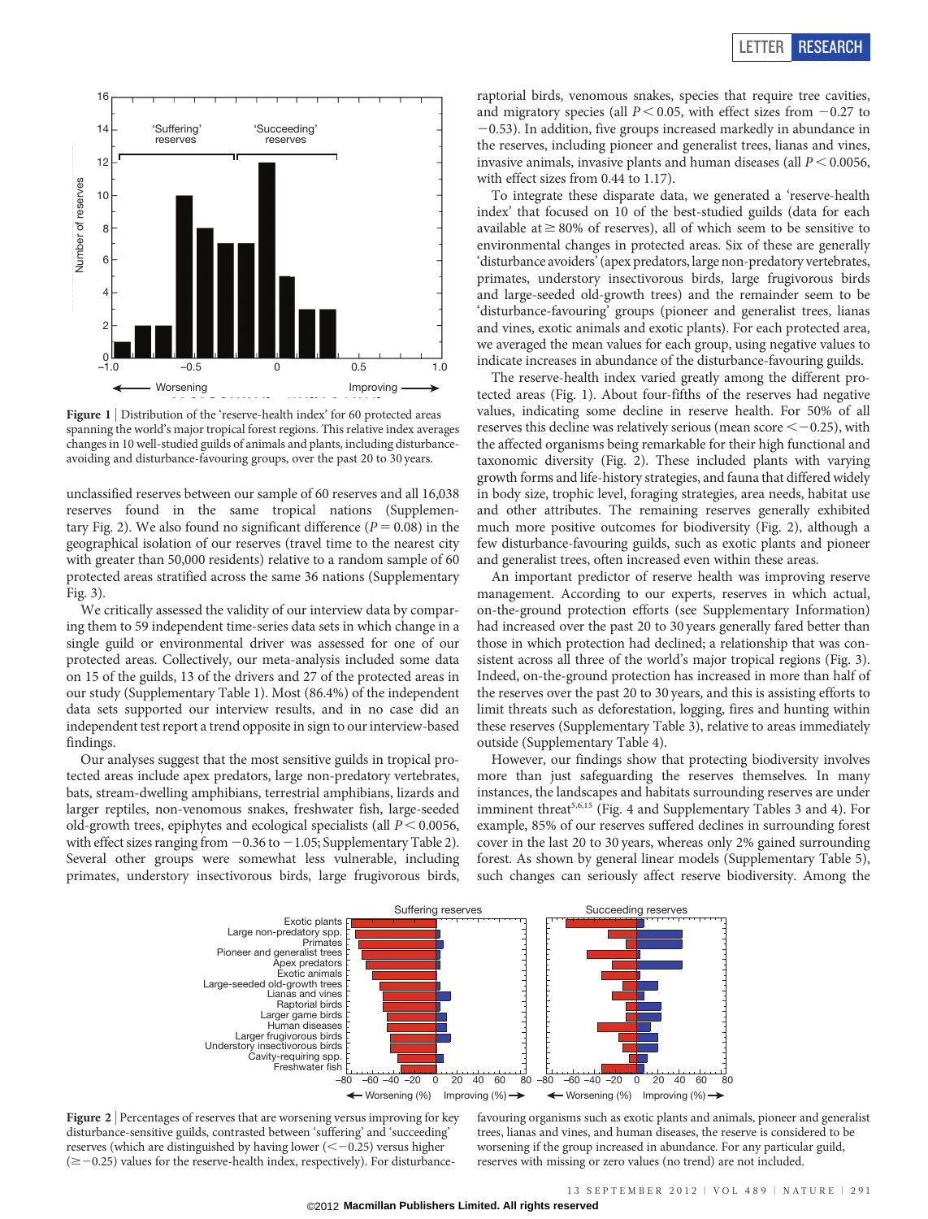Figure 1 | Distribution of the 'reserve-health index' for 60 protected areas spanning the world's major tropical forest regions. This relative index averages changes in 10 well-studied guilds of animals and plants, including disturbance-avoiding and disturbance-favouring groups, over the past 20 to 30 years.

unclassified reserves between our sample of 60 reserves and all 16,038 reserves found in the same tropical nations (Supplementary Fig. 2). We also found no significant difference ($P = 0.08$) in the geographical isolation of our reserves (travel time to the nearest city with greater than 50,000 residents) relative to a random sample of 60 protected areas stratified across the same 36 nations (Supplementary Fig. 3).

We critically assessed the validity of our interview data by comparing them to 59 independent time-series data sets in which change in a single guild or environmental driver was assessed for one of our protected areas. Collectively, our meta-analysis included some data on 15 of the guilds, 13 of the drivers and 27 of the protected areas in our study (Supplementary Table 1). Most (86.4%) of the independent data sets supported our interview results, and in no case did an independent test report a trend opposite in sign to our interview-based findings.

Our analyses suggest that the most sensitive guilds in tropical protected areas include apex predators, large non-predatory vertebrates, bats, stream-dwelling amphibians, terrestrial amphibians, lizards and larger reptiles, non-venomous snakes, freshwater fish, large-seeded old-growth trees, epiphytes and ecological specialists (all $P < 0.0056$, with effect sizes ranging from $-0.36$ to $-1.05$; Supplementary Table 2). Several other groups were somewhat less vulnerable, including primates, understory insectivorous birds, large frugivorous birds, raptorial birds, venomous snakes, species that require tree cavities, and migratory species (all $P < 0.05$, with effect sizes from $-0.27$ to $-0.53$). In addition, five groups increased markedly in abundance in the reserves, including pioneer and generalist trees, lianas and vines, invasive animals, invasive plants and human diseases (all $P < 0.0056$, with effect sizes from 0.44 to 1.17).

To integrate these disparate data, we generated a 'reserve-health index' that focused on 10 of the best-studied guilds (data for each available at $\geq 80\%$ of reserves), all of which seem to be sensitive to environmental changes in protected areas. Six of these are generally 'disturbance avoiders' (apex predators, large non-predatory vertebrates, primates, understory insectivorous birds, large frugivorous birds and large-seeded old-growth trees) and the remainder seem to be 'disturbance-favouring' groups (pioneer and generalist trees, lianas and vines, exotic animals and exotic plants). For each protected area, we averaged the mean values for each group, using negative values to indicate increases in abundance of the disturbance-favouring guilds.

The reserve-health index varied greatly among the different protected areas (Fig. 1). About four-fifths of the reserves had negative values, indicating some decline in reserve health. For 50% of all reserves this decline was relatively serious (mean score $< -0.25$), with the affected organisms being remarkable for their high functional and taxonomic diversity (Fig. 2). These included plants with varying growth forms and life-history strategies, and fauna that differed widely in body size, trophic level, foraging strategies, area needs, habitat use and other attributes. The remaining reserves generally exhibited much more positive outcomes for biodiversity (Fig. 2), although a few disturbance-favouring guilds, such as exotic plants and pioneer and generalist trees, often increased even within these areas.

An important predictor of reserve health was improving reserve management. According to our experts, reserves in which actual, on-the-ground protection efforts (see Supplementary Information) had increased over the past 20 to 30 years generally fared better than those in which protection had declined; a relationship that was consistent across all three of the world's major tropical regions (Fig. 3). Indeed, on-the-ground protection has increased in more than half of the reserves over the past 20 to 30 years, and this is assisting efforts to limit threats such as deforestation, logging, fires and hunting within these reserves (Supplementary Table 3), relative to areas immediately outside (Supplementary Table 4).

However, our findings show that protecting biodiversity involves more than just safeguarding the reserves themselves. In many instances, the landscapes and habitats surrounding reserves are under imminent threat[5,6,15] (Fig. 4 and Supplementary Tables 3 and 4). For example, 85% of our reserves suffered declines in surrounding forest cover in the last 20 to 30 years, whereas only 2% gained surrounding forest. As shown by general linear models (Supplementary Table 5), such changes can seriously affect reserve biodiversity. Among the

Figure 2 | Percentages of reserves that are worsening versus improving for key disturbance-sensitive guilds, contrasted between 'suffering' and 'succeeding' reserves (which are distinguished by having lower ($< -0.25$) versus higher ($\geq -0.25$) values for the reserve-health index, respectively). For disturbance-favouring organisms such as exotic plants and animals, pioneer and generalist trees, lianas and vines, and human diseases, the reserve is considered to be worsening if the group increased in abundance. For any particular guild, reserves with missing or zero values (no trend) are not included.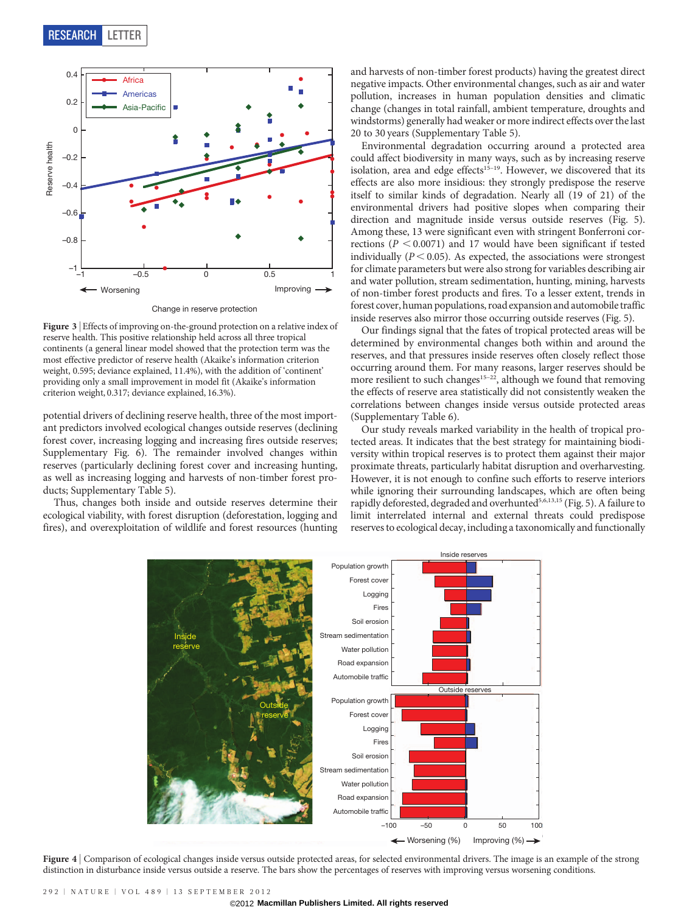Figure 3 | Effects of improving on-the-ground protection on a relative index of reserve health. This positive relationship held across all three tropical continents (a general linear model showed that the protection term was the most effective predictor of reserve health (Akaike's information criterion weight, 0.595; deviance explained, 11.4%), with the addition of 'continent' providing only a small improvement in model fit (Akaike's information criterion weight, 0.317; deviance explained, 16.3%).

potential drivers of declining reserve health, three of the most important predictors involved ecological changes outside reserves (declining forest cover, increasing logging and increasing fires outside reserves; Supplementary Fig. 6). The remainder involved changes within reserves (particularly declining forest cover and increasing hunting, as well as increasing logging and harvests of non-timber forest products; Supplementary Table 5).

Thus, changes both inside and outside reserves determine their ecological viability, with forest disruption (deforestation, logging and fires), and overexploitation of wildlife and forest resources (hunting and harvests of non-timber forest products) having the greatest direct negative impacts. Other environmental changes, such as air and water pollution, increases in human population densities and climatic change (changes in total rainfall, ambient temperature, droughts and windstorms) generally had weaker or more indirect effects over the last 20 to 30 years (Supplementary Table 5).

Environmental degradation occurring around a protected area could affect biodiversity in many ways, such as by increasing reserve isolation, area and edge effects[15–19]. However, we discovered that its effects are also more insidious: they strongly predispose the reserve itself to similar kinds of degradation. Nearly all (19 of 21) of the environmental drivers had positive slopes when comparing their direction and magnitude inside versus outside reserves (Fig. 5). Among these, 13 were significant even with stringent Bonferroni corrections ($P < 0.0071$) and 17 would have been significant if tested individually ($P < 0.05$). As expected, the associations were strongest for climate parameters but were also strong for variables describing air and water pollution, stream sedimentation, hunting, mining, harvests of non-timber forest products and fires. To a lesser extent, trends in forest cover, human populations, road expansion and automobile traffic inside reserves also mirror those occurring outside reserves (Fig. 5).

Our findings signal that the fates of tropical protected areas will be determined by environmental changes both within and around the reserves, and that pressures inside reserves often closely reflect those occurring around them. For many reasons, larger reserves should be more resilient to such changes[15–22], although we found that removing the effects of reserve area statistically did not consistently weaken the correlations between changes inside versus outside protected areas (Supplementary Table 6).

Our study reveals marked variability in the health of tropical protected areas. It indicates that the best strategy for maintaining biodiversity within tropical reserves is to protect them against their major proximate threats, particularly habitat disruption and overharvesting. However, it is not enough to confine such efforts to reserve interiors while ignoring their surrounding landscapes, which are often being rapidly deforested, degraded and overhunted[5,6,13,15] (Fig. 5). A failure to limit interrelated internal and external threats could predispose reserves to ecological decay, including a taxonomically and functionally

Figure 4 | Comparison of ecological changes inside versus outside protected areas, for selected environmental drivers. The image is an example of the strong distinction in disturbance inside versus outside a reserve. The bars show the percentages of reserves with improving versus worsening conditions.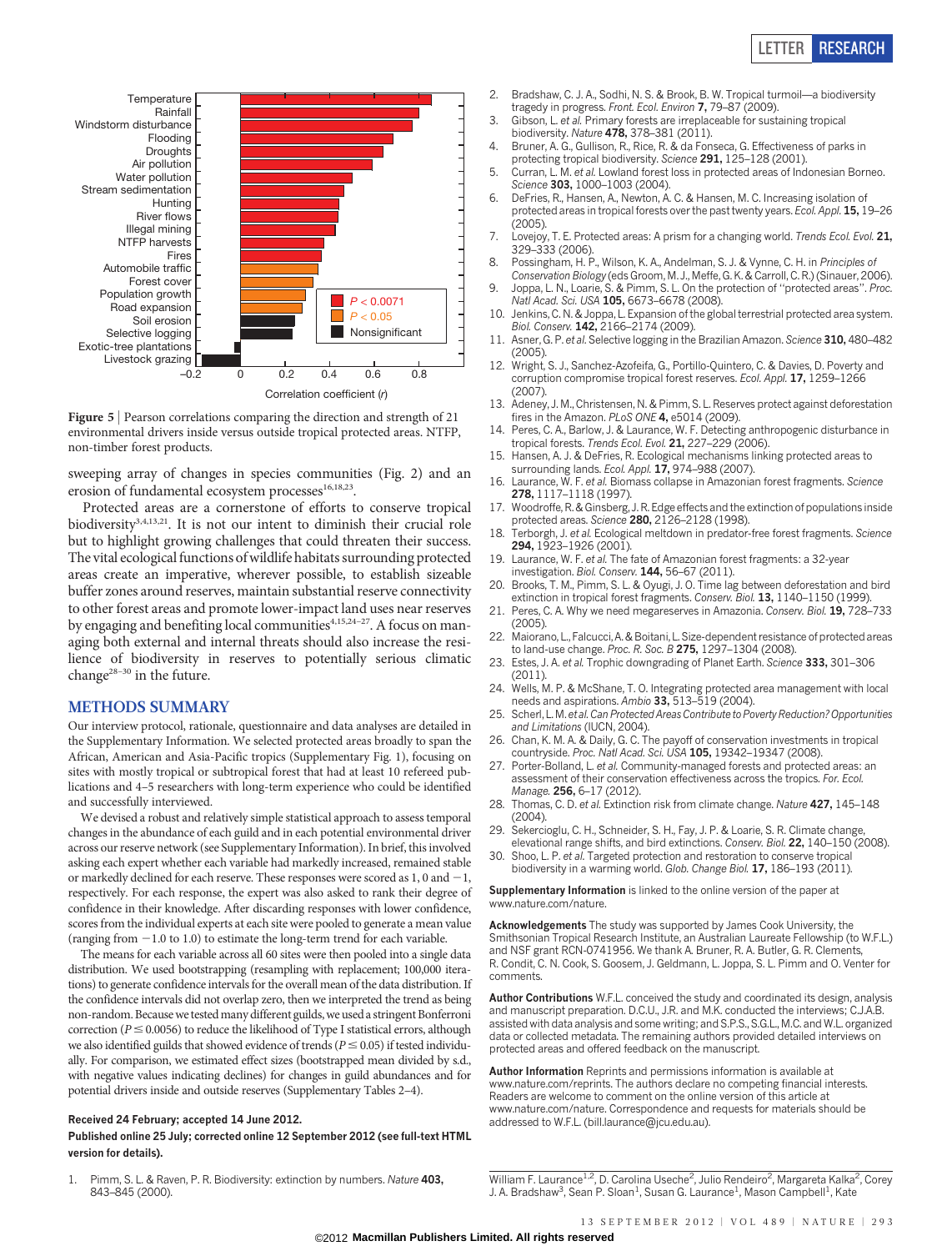**Figure 5** | Pearson correlations comparing the direction and strength of 21 environmental drivers inside versus outside tropical protected areas. NTFP, non-timber forest products.

sweeping array of changes in species communities (Fig. 2) and an erosion of fundamental ecosystem processes[16,18,23].

Protected areas are a cornerstone of efforts to conserve tropical biodiversity[3,4,13,21]. It is not our intent to diminish their crucial role but to highlight growing challenges that could threaten their success. The vital ecological functions of wildlife habitats surrounding protected areas create an imperative, wherever possible, to establish sizeable buffer zones around reserves, maintain substantial reserve connectivity to other forest areas and promote lower-impact land uses near reserves by engaging and benefiting local communities[4,15,24–27]. A focus on managing both external and internal threats should also increase the resilience of biodiversity in reserves to potentially serious climatic change[28–30] in the future.

## METHODS SUMMARY

Our interview protocol, rationale, questionnaire and data analyses are detailed in the Supplementary Information. We selected protected areas broadly to span the African, American and Asia-Pacific tropics (Supplementary Fig. 1), focusing on sites with mostly tropical or subtropical forest that had at least 10 refereed publications and 4–5 researchers with long-term experience who could be identified and successfully interviewed.

We devised a robust and relatively simple statistical approach to assess temporal changes in the abundance of each guild and in each potential environmental driver across our reserve network (see Supplementary Information). In brief, this involved asking each expert whether each variable had markedly increased, remained stable or markedly declined for each reserve. These responses were scored as 1, 0 and −1, respectively. For each response, the expert was also asked to rank their degree of confidence in their knowledge. After discarding responses with lower confidence, scores from the individual experts at each site were pooled to generate a mean value (ranging from −1.0 to 1.0) to estimate the long-term trend for each variable.

The means for each variable across all 60 sites were then pooled into a single data distribution. We used bootstrapping (resampling with replacement; 100,000 iterations) to generate confidence intervals for the overall mean of the data distribution. If the confidence intervals did not overlap zero, then we interpreted the trend as being non-random. Because we tested many different guilds, we used a stringent Bonferroni correction ($P \leq 0.0056$) to reduce the likelihood of Type I statistical errors, although we also identified guilds that showed evidence of trends ($P \leq 0.05$) if tested individually. For comparison, we estimated effect sizes (bootstrapped mean divided by s.d., with negative values indicating declines) for changes in guild abundances and for potential drivers inside and outside reserves (Supplementary Tables 2–4).

**Received 24 February; accepted 14 June 2012.**

**Published online 25 July; corrected online 12 September 2012 (see full-text HTML version for details).**

1. Pimm, S. L. & Raven, P. R. Biodiversity: extinction by numbers. *Nature* **403,** 843–845 (2000).
2. Bradshaw, C. J. A., Sodhi, N. S. & Brook, B. W. Tropical turmoil—a biodiversity tragedy in progress. *Front. Ecol. Environ* **7,** 79–87 (2009).
3. Gibson, L. *et al.* Primary forests are irreplaceable for sustaining tropical biodiversity. *Nature* **478,** 378–381 (2011).
4. Bruner, A. G., Gullison, R., Rice, R. & da Fonseca, G. Effectiveness of parks in protecting tropical biodiversity. *Science* **291,** 125–128 (2001).
5. Curran, L. M. *et al.* Lowland forest loss in protected areas of Indonesian Borneo. *Science* **303,** 1000–1003 (2004).
6. DeFries, R., Hansen, A., Newton, A. C. & Hansen, M. C. Increasing isolation of protected areas in tropical forests over the past twenty years. *Ecol. Appl.* **15,** 19–26 (2005).
7. Lovejoy, T. E. Protected areas: A prism for a changing world. *Trends Ecol. Evol.* **21,** 329–333 (2006).
8. Possingham, H. P., Wilson, K. A., Andelman, S. J. & Vynne, C. H. in *Principles of Conservation Biology* (eds Groom, M. J., Meffe, G. K. & Carroll, C. R.) (Sinauer, 2006).
9. Joppa, L. N., Loarie, S. & Pimm, S. L. On the protection of "protected areas". *Proc. Natl Acad. Sci. USA* **105,** 6673–6678 (2008).
10. Jenkins, C. N. & Joppa, L. Expansion of the global terrestrial protected area system. *Biol. Conserv.* **142,** 2166–2174 (2009).
11. Asner, G. P. *et al.* Selective logging in the Brazilian Amazon. *Science* **310,** 480–482 (2005).
12. Wright, S. J., Sanchez-Azofeifa, G., Portillo-Quintero, C. & Davies, D. Poverty and corruption compromise tropical forest reserves. *Ecol. Appl.* **17,** 1259–1266 (2007).
13. Adeney, J. M., Christensen, N. & Pimm, S. L. Reserves protect against deforestation fires in the Amazon. *PLoS ONE* **4,** e5014 (2009).
14. Peres, C. A., Barlow, J. & Laurance, W. F. Detecting anthropogenic disturbance in tropical forests. *Trends Ecol. Evol.* **21,** 227–229 (2006).
15. Hansen, A. J. & DeFries, R. Ecological mechanisms linking protected areas to surrounding lands. *Ecol. Appl.* **17,** 974–988 (2007).
16. Laurance, W. F. *et al.* Biomass collapse in Amazonian forest fragments. *Science* **278,** 1117–1118 (1997).
17. Woodroffe, R. & Ginsberg, J. R. Edge effects and the extinction of populations inside protected areas. *Science* **280,** 2126–2128 (1998).
18. Terborgh, J. *et al.* Ecological meltdown in predator-free forest fragments. *Science* **294,** 1923–1926 (2001).
19. Laurance, W. F. *et al.* The fate of Amazonian forest fragments: a 32-year investigation. *Biol. Conserv.* **144,** 56–67 (2011).
20. Brooks, T. M., Pimm, S. L. & Oyugi, J. O. Time lag between deforestation and bird extinction in tropical forest fragments. *Conserv. Biol.* **13,** 1140–1150 (1999).
21. Peres, C. A. Why we need megareserves in Amazonia. *Conserv. Biol.* **19,** 728–733 (2005).
22. Maiorano, L., Falcucci, A. & Boitani, L. Size-dependent resistance of protected areas to land-use change. *Proc. R. Soc. B* **275,** 1297–1304 (2008).
23. Estes, J. A. *et al.* Trophic downgrading of Planet Earth. *Science* **333,** 301–306 (2011).
24. Wells, M. P. & McShane, T. O. Integrating protected area management with local needs and aspirations. *Ambio* **33,** 513–519 (2004).
25. Scherl, L. M. *et al. Can Protected Areas Contribute to Poverty Reduction? Opportunities and Limitations* (IUCN, 2004).
26. Chan, K. M. A. & Daily, G. C. The payoff of conservation investments in tropical countryside. *Proc. Natl Acad. Sci. USA* **105,** 19342–19347 (2008).
27. Porter-Bolland, L. *et al.* Community-managed forests and protected areas: an assessment of their conservation effectiveness across the tropics. *For. Ecol. Manage.* **256,** 6–17 (2012).
28. Thomas, C. D. *et al.* Extinction risk from climate change. *Nature* **427,** 145–148 (2004).
29. Sekercioglu, C. H., Schneider, S. H., Fay, J. P. & Loarie, S. R. Climate change, elevational range shifts, and bird extinctions. *Conserv. Biol.* **22,** 140–150 (2008).
30. Shoo, L. P. *et al.* Targeted protection and restoration to conserve tropical biodiversity in a warming world. *Glob. Change Biol.* **17,** 186–193 (2011).

**Supplementary Information** is linked to the online version of the paper at www.nature.com/nature.

**Acknowledgements** The study was supported by James Cook University, the Smithsonian Tropical Research Institute, an Australian Laureate Fellowship (to W.F.L.) and NSF grant RCN-0741956. We thank A. Bruner, R. A. Butler, G. R. Clements, R. Condit, C. N. Cook, S. Goosem, J. Geldmann, L. Joppa, S. L. Pimm and O. Venter for comments.

**Author Contributions** W.F.L. conceived the study and coordinated its design, analysis and manuscript preparation. D.C.U., J.R. and M.K. conducted the interviews; C.J.A.B. assisted with data analysis and some writing; and S.P.S., S.G.L., M.C. and W.L. organized data or collected metadata. The remaining authors provided detailed interviews on protected areas and offered feedback on the manuscript.

**Author Information** Reprints and permissions information is available at www.nature.com/reprints. The authors declare no competing financial interests. Readers are welcome to comment on the online version of this article at www.nature.com/nature. Correspondence and requests for materials should be addressed to W.F.L. (bill.laurance@jcu.edu.au).

William F. Laurance[1,2], D. Carolina Useche[2], Julio Rendeiro[2], Margareta Kalka[2], Corey J. A. Bradshaw[3], Sean P. Sloan[1], Susan G. Laurance[1], Mason Campbell[1], Kate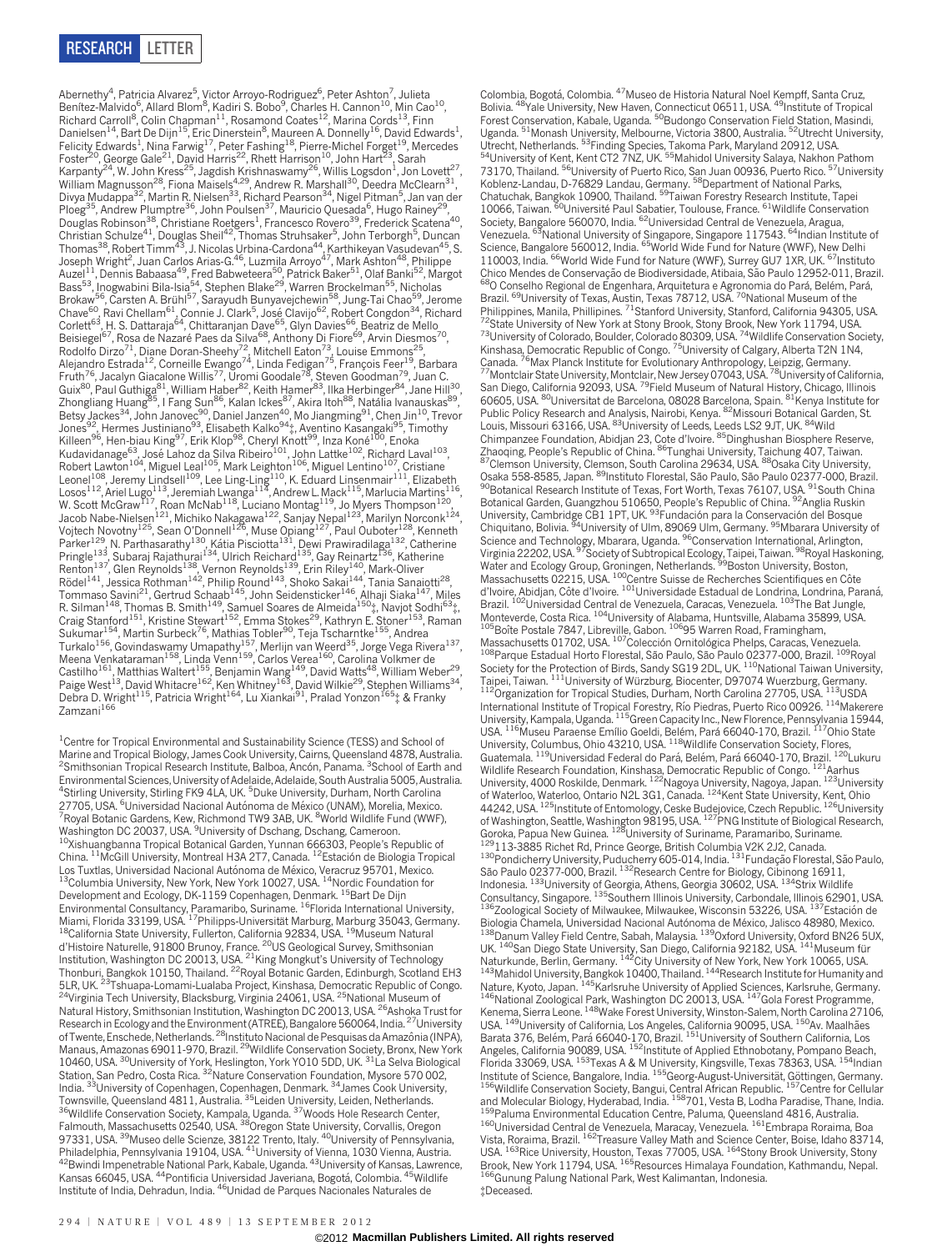Abernethy[4], Patricia Alvarez[5], Victor Arroyo-Rodríguez[6], Peter Ashton[7], Julieta Benítez-Malvido[6], Allard Blom[8], Kadiri S. Bobo[9], Charles H. Cannon[10], Min Cao[10], Richard Carroll[8], Colin Chapman[11], Rosamond Coates[12], Marina Cords[13], Finn Danielsen[14], Bart De Dijn[15], Eric Dinerstein[8], Maureen A. Donnelly[16], David Edwards[1], Felicity Edwards[1], Nina Farwig[17], Peter Fashing[18], Pierre-Michel Forget[19], Mercedes Foster[20], George Gale[21], David Harris[22], Rhett Harrison[10], John Hart[23], Sarah Karpanty[24], W. John Kress[25], Jagdish Krishnaswamy[26], Willis Logsdon[1], Jon Lovett[27], William Magnusson[28], Fiona Maisels[4,29], Andrew R. Marshall[30], Deedra McClearn[31], Divya Mudappa[32], Martin R. Nielsen[33], Richard Pearson[34], Nigel Pitman[5], Jan van der Ploeg[35], Andrew Plumptre[36], John Poulsen[37], Mauricio Quesada[6], Hugo Rainey[29], Douglas Robinson[38], Christiane Roetgers[1], Francesco Rovero[39], Frederick Scatena[40], Christian Schulze[41], Douglas Sheil[42], Thomas Struhsaker[5], John Terborgh[5], Duncan Thomas[38], Robert Timm[43], J. Nicolas Urbina-Cardona[44], Karthikeyan Vasudevan[45], S. Joseph Wright[2], Juan Carlos Arias-G.[46], Luzmila Arroyo[47], Mark Ashton[48], Philippe Auzel[11], Dennis Babaasa[49], Fred Babweteera[50], Patrick Baker[51], Olaf Banki[52], Margot Bass[53], Inogwabini Bila-Isia[54], Stephen Blake[29], Warren Brockelman[55], Nicholas Brokaw[56], Carsten A. Brühl[57], Sarayudh Bunyavejchewin[58], Jung-Tai Chao[59], Jerome Chave[60], Ravi Chellam[61], Connie J. Clark[5], José Clavijo[62], Robert Congdon[34], Richard Corlett[63], H. S. Dattaraja[64], Chittaranjan Dave[65], Glyn Davies[66], Beatriz de Mello Beisiegel[67], Rosa de Nazaré Paes da Silva[68], Anthony Di Fiore[69], Arvin Diesmos[70], Rodolfo Dirzo[71], Diane Doran-Sheehy[72], Mitchell Eaton[73], Louise Emmons[25], Alejandro Estrada[12], Corneille Ewango[74], Linda Fedigan[75], François Feer[19], Barbara Fruth[76], Jacalyn Giacalone Willis[77], Uromi Goodale[78], Steven Goodman[79], Juan C. Guix[80], Paul Guthiga[81], William Haber[82], Keith Hamer[83], Ilka Herbinger[84], Jane Hill[30], Zhongliang Huang[85], I Fang Sun[86], Kalan Ickes[87], Akira Itoh[88], Natália Ivanauskas[89], Betsy Jackes[34], John Janovec[90], Daniel Janzen[40], Mo Jiangming[91], Chen Jin[10], Trevor Jones[92], Hermes Justiniano[93], Elisabeth Kalko[94]‡, Aventino Kasangaki[95], Timothy Killeen[96], Hen-biau King[97], Erik Klop[98], Cheryl Knott[99], Inza Koné[100], Enoka Kudavidanage[63], José Lahoz da Silva Ribeiro[101], John Lattke[102], Richard Laval[103], Robert Lawton[104], Miguel Leal[105], Mark Leighton[106], Miguel Lentino[107], Cristiane Leonel[108], Jeremy Lindsell[109], Lee Ling-Ling[110], K. Eduard Linsenmair[111], Elizabeth Losos[112], Ariel Lugo[113], Jeremiah Lwanga[114], Andrew L. Mack[115], Marlucia Martins[116], W. Scott McGraw[117], Roan McNab[118], Luciano Montag[119], Jo Myers Thompson[120], Jacob Nabe-Nielsen[121], Michiko Nakagawa[122], Sanjay Nepal[123], Marilyn Norconk[124], Vojtech Novotny[125], Sean O'Donnell[126], Muse Opiang[127], Paul Ouboter[128], Kenneth Parker[129], N. Parthasarathy[130], Kátia Pisciotta[131], Dewi Prawiradilaga[132], Catherine Pringle[133], Subaraj Rajathurai[134], Ulrich Reichard[135], Gay Reinartz[136], Katherine Renton[137], Glen Reynolds[138], Vernon Reynolds[139], Erin Riley[140], Mark-Oliver Rödel[141], Jessica Rothman[142], Philip Round[143], Shoko Sakai[144], Tania Sanaiotti[28], Tommaso Savini[21], Gertrud Schaab[145], John Seidensticker[146], Alhaji Siaka[147], Miles R. Silman[148], Thomas B. Smith[149], Samuel Soares de Almeida[150]‡, Navjot Sodhi[63]‡, Craig Stanford[151], Kristine Stewart[152], Emma Stokes[29], Kathryn E. Stoner[153], Raman Sukumar[154], Martin Surbeck[76], Mathias Tobler[90], Teja Tscharntke[155], Andrea Turkalo[156], Govindaswamy Umapathy[157], Merlijn van Weerd[35], Jorge Vega Rivera[137], Meena Venkataraman[158], Linda Venn[159], Carlos Verea[160], Carolina Volkmer de Castilho[161], Matthias Waltert[155], Benjamin Wang[149], David Watts[48], William Weber[29], Paige West[13], David Whitacre[162], Ken Whitney[163], David Wilkie[29], Stephen Williams[34], Debra D. Wright[115], Patricia Wright[164], Lu Xiankai[91], Pralad Yonzon[165]‡ & Franky Zamzani[166]

[1]Centre for Tropical Environmental and Sustainability Science (TESS) and School of Marine and Tropical Biology, James Cook University, Cairns, Queensland 4878, Australia. [2]Smithsonian Tropical Research Institute, Balboa, Ancón, Panama. [3]School of Earth and Environmental Sciences, University of Adelaide, Adelaide, South Australia 5005, Australia. [4]Stirling University, Stirling FK9 4LA, UK. [5]Duke University, Durham, North Carolina 27705, USA. [6]Universidad Nacional Autónoma de México (UNAM), Morelia, Mexico. [7]Royal Botanic Gardens, Kew, Richmond TW9 3AB, UK. [8]World Wildlife Fund (WWF), Washington DC 20037, USA. [9]University of Dschang, Dschang, Cameroon. [10]Xishuangbanna Tropical Botanical Garden, Yunnan 666303, People's Republic of China. [11]McGill University, Montreal H3A 2T7, Canada. [12]Estación de Biologia Tropical Los Tuxtlas, Universidad Nacional Autónoma de México, Veracruz 95701, Mexico. [13]Columbia University, New York, New York 10027, USA. [14]Nordic Foundation for Development and Ecology, DK-1159 Copenhagen, Denmark. [15]Bart De Dijn Environmental Consultancy, Paramaribo, Suriname. [16]Florida International University, Miami, Florida 33199, USA. [17]Philipps-Universität Marburg, Marburg 35043, Germany. [18]California State University, Fullerton, California 92834, USA. [19]Museum National d'Histoire Naturelle, 91800 Brunoy, France. [20]US Geological Survey, Smithsonian Institution, Washington DC 20013, USA. [21]King Mongkut's University of Technology Thonburi, Bangkok 10150, Thailand. [22]Royal Botanic Garden, Edinburgh, Scotland EH3 5LR, UK. [23]Tshuapa-Lomami-Lualaba Project, Kinshasa, Democratic Republic of Congo. [24]Virginia Tech University, Blacksburg, Virginia 24061, USA. [25]National Museum of Natural History, Smithsonian Institution, Washington DC 20013, USA. [26]Ashoka Trust for Research in Ecology and the Environment (ATREE), Bangalore 560064, India. [27]University of Twente, Enschede, Netherlands. [28]Instituto Nacional de Pesquisas da Amazônia (INPA), Manaus, Amazonas 69011-970, Brazil. [29]Wildlife Conservation Society, Bronx, New York 10460, USA. [30]University of York, Heslington, York YO10 5DD, UK. [31]La Selva Biological Station, San Pedro, Costa Rica. [32]Nature Conservation Foundation, Mysore 570 002, India. [33]University of Copenhagen, Copenhagen, Denmark. [34]James Cook University, Townsville, Queensland 4811, Australia. [35]Leiden University, Leiden, Netherlands. [36]Wildlife Conservation Society, Kampala, Uganda. [37]Woods Hole Research Center, Falmouth, Massachusetts 02540, USA. [38]Oregon State University, Corvallis, Oregon 97331, USA. [39]Museo delle Scienze, 38122 Trento, Italy. [40]University of Pennsylvania, Philadelphia, Pennsylvania 19104, USA. [41]University of Vienna, 1030 Vienna, Austria. [42]Bwindi Impenetrable National Park, Kabale, Uganda. [43]University of Kansas, Lawrence, Kansas 66045, USA. [44]Pontificia Universidad Javeriana, Bogotá, Colombia. [45]Wildlife Institute of India, Dehradun, India. [46]Unidad de Parques Nacionales Naturales de Colombia, Bogotá, Colombia. [47]Museo de Historia Natural Noel Kempff, Santa Cruz, Bolivia. [48]Yale University, New Haven, Connecticut 06511, USA. [49]Institute of Tropical Forest Conservation, Kabale, Uganda. [50]Budongo Conservation Field Station, Masindi, Uganda. [51]Monash University, Melbourne, Victoria 3800, Australia. [52]Utrecht University, Utrecht, Netherlands. [53]Finding Species, Takoma Park, Maryland 20912, USA. [54]University of Kent, Kent CT2 7NZ, UK. [55]Mahidol University Salaya, Nakhon Pathom 73170, Thailand. [56]University of Puerto Rico, San Juan 00936, Puerto Rico. [57]University Koblenz-Landau, D-76829 Landau, Germany. [58]Department of National Parks, Chatuchak, Bangkok 10900, Thailand. [59]Taiwan Forestry Research Institute, Tapei 10066, Taiwan. [60]Université Paul Sabatier, Toulouse, France. [61]Wildlife Conservation Society, Bangalore 560070, India. [62]Universidad Central de Venezuela, Aragua, Venezuela. [63]National University of Singapore, Singapore 117543. [64]Indian Institute of Science, Bangalore 560012, India. [65]World Wide Fund for Nature (WWF), New Delhi 110003, India. [66]World Wide Fund for Nature (WWF), Surrey GU7 1XR, UK. [67]Instituto Chico Mendes de Conservação de Biodiversidade, Atibaia, São Paulo 12952-011, Brazil. [68]O Conselho Regional de Engenhara, Arquitetura e Agronomia do Pará, Belém, Pará, Brazil. [69]University of Texas, Austin, Texas 78712, USA. [70]National Museum of the Philippines, Manila, Philippines. [71]Stanford University, Stanford, California 94305, USA. [72]State University of New York at Stony Brook, Stony Brook, New York 11794, USA. [73]University of Colorado, Boulder, Colorado 80309, USA. [74]Wildlife Conservation Society, Kinshasa, Democratic Republic of Congo. [75]University of Calgary, Alberta T2N 1N4, Canada. [76]Max Planck Institute for Evolutionary Anthropology, Leipzig, Germany. [77]Montclair State University, Montclair, New Jersey 07043, USA. [78]University of California, San Diego, California 92093, USA. [79]Field Museum of Natural History, Chicago, Illinois 60605, USA. [80]Universitat de Barcelona, 08028 Barcelona, Spain. [81]Kenya Institute for Public Policy Research and Analysis, Nairobi, Kenya. [82]Missouri Botanical Garden, St. Louis, Missouri 63166, USA. [83]University of Leeds, Leeds LS2 9JT, UK. [84]Wild Chimpanzee Foundation, Abidjan 23, Cote d'Ivoire. [85]Dinghushan Biosphere Reserve, Zhaoqing, People's Republic of China. [86]Tunghai University, Taichung 407, Taiwan. [87]Clemson University, Clemson, South Carolina 29634, USA. [88]Osaka City University, Osaka 558-8585, Japan. [89]Instituto Florestal, São Paulo, São Paulo 02377-000, Brazil. [90]Botanical Research Institute of Texas, Fort Worth, Texas 76107, USA. [91]South China Botanical Garden, Guangzhou 510650, People's Republic of China. [92]Anglia Ruskin University, Cambridge CB1 1PT, UK. [93]Fundación para la Conservación del Bosque Chiquitano, Bolivia. [94]University of Ulm, 89069 Ulm, Germany. [95]Mbarara University of Science and Technology, Mbarara, Uganda. [96]Conservation International, Arlington, Virginia 22202, USA. [97]Society of Subtropical Ecology, Taipei, Taiwan. [98]Royal Haskoning, Water and Ecology Group, Groningen, Netherlands. [99]Boston University, Boston, Massachusetts 02215, USA. [100]Centre Suisse de Recherches Scientifiques en Côte d'Ivoire, Abidjan, Côte d'Ivoire. [101]Universidade Estadual de Londrina, Londrina, Paraná, Brazil. [102]Universidad Central de Venezuela, Caracas, Venezuela. [103]The Bat Jungle, Monteverde, Costa Rica. [104]University of Alabama, Huntsville, Alabama 35899, USA. [105]Boîte Postale 7847, Libreville, Gabon. [106]95 Warren Road, Framingham, Massachusetts 01702, USA. [107]Colección Ornitológica Phelps, Caracas, Venezuela. [108]Parque Estadual Horto Florestal, São Paulo, São Paulo 02377-000, Brazil. [109]Royal Society for the Protection of Birds, Sandy SG19 2DL, UK. [110]National Taiwan University, Taipei, Taiwan. [111]University of Würzburg, Biocenter, D97074 Wuerzburg, Germany. [112]Organization for Tropical Studies, Durham, North Carolina 27705, USA. [113]USDA International Institute of Tropical Forestry, Río Piedras, Puerto Rico 00926. [114]Makerere University, Kampala, Uganda. [115]Green Capacity Inc., New Florence, Pennsylvania 15944, USA. [116]Museu Paraense Emílio Goeldi, Belém, Pará 66040-170, Brazil. [117]Ohio State University, Columbus, Ohio 43210, USA. [118]Wildlife Conservation Society, Flores, Guatemala. [119]Universidad Federal do Pará, Belém, Pará 66040-170, Brazil. [120]Lukuru Wildlife Research Foundation, Kinshasa, Democratic Republic of Congo. [121]Aarhus University, 4000 Roskilde, Denmark. [122]Nagoya University, Nagoya, Japan. [123]University of Waterloo, Waterloo, Ontario N2L 3G1, Canada. [124]Kent State University, Kent, Ohio 44242, USA. [125]Institute of Entomology, Ceske Budejovice, Czech Republic. [126]University of Washington, Seattle, Washington 98195, USA. [127]PNG Institute of Biological Research, Goroka, Papua New Guinea. [128]University of Suriname, Paramaribo, Suriname. [129]113-3885 Richet Rd, Prince George, British Columbia V2K 2J2, Canada. [130]Pondicherry University, Puducherry 605-014, India. [131]Fundação Florestal, São Paulo, São Paulo 02377-000, Brazil. [132]Research Centre for Biology, Cibinong 16911, Indonesia. [133]University of Georgia, Athens, Georgia 30602, USA. [134]Strix Wildlife Consultancy, Singapore. [135]Southern Illinois University, Carbondale, Illinois 62901, USA. [136]Zoological Society of Milwaukee, Milwaukee, Wisconsin 53226, USA. [137]Estación de Biologia Chamela, Universidad Nacional Autónoma de México, Jalisco 48980, Mexico. [138]Danum Valley Field Centre, Sabah, Malaysia. [139]Oxford University, Oxford BN26 5UX, UK. [140]San Diego State University, San Diego, California 92182, USA. [141]Museum für Naturkunde, Berlin, Germany. [142]City University of New York, New York 10065, USA. [143]Mahidol University, Bangkok 10400, Thailand. [144]Research Institute for Humanity and Nature, Kyoto, Japan. [145]Karlsruhe University of Applied Sciences, Karlsruhe, Germany. [146]National Zoological Park, Washington DC 20013, USA. [147]Gola Forest Programme, Kenema, Sierra Leone. [148]Wake Forest University, Winston-Salem, North Carolina 27106, USA. [149]University of California, Los Angeles, California 90095, USA. [150]Av. Magalhães Barata 376, Belém, Pará 66040-170, Brazil. [151]University of Southern California, Los Angeles, California 90089, USA. [152]Institute of Applied Ethnobotany, Pompano Beach, Florida 33069, USA. [153]Texas A & M University, Kingsville, Texas 78363, USA. [154]Indian Institute of Science, Bangalore, India. [155]Georg-August-Universität, Göttingen, Germany. [156]Wildlife Conservation Society, Bangui, Central African Republic. [157]Centre for Cellular and Molecular Biology, Hyderabad, India. [158]701, Vesta B, Lodha Paradise, Thane, India. [159]Paluma Environmental Education Centre, Paluma, Queensland 4816, Australia. [160]Universidad Central de Venezuela, Maracay, Venezuela. [161]Embrapa Roraima, Boa Vista, Roraima, Brazil. [162]Treasure Valley Math and Science Center, Boise, Idaho 83714, USA. [163]Rice University, Houston, Texas 77005, USA. [164]Stony Brook University, Stony Brook, New York 11794, USA. [165]Resources Himalaya Foundation, Kathmandu, Nepal. [166]Gunung Palung National Park, West Kalimantan, Indonesia.

‡Deceased.